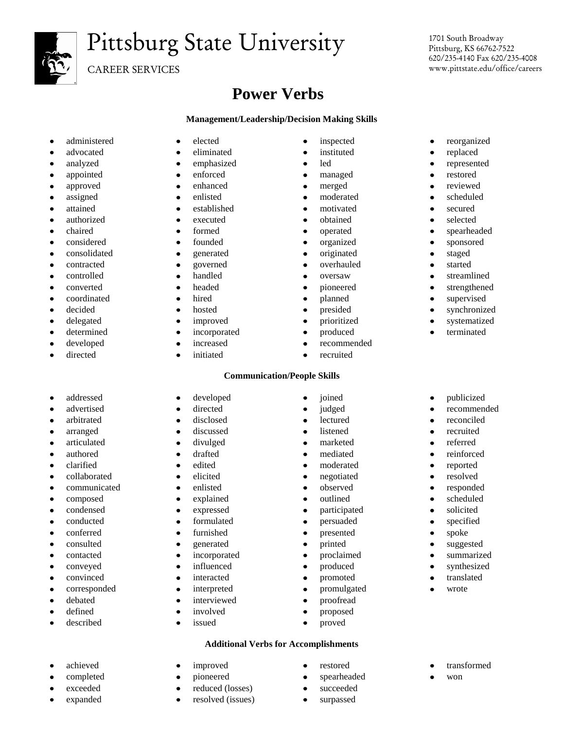Pittsburg State University

CAREER SERVICES

1701 South Broadway
Pittsburg, KS 66762-7522
620/235-4140 Fax 620/235-4008
www.pittstate.edu/office/careers

# Power Verbs

### Management/Leadership/Decision Making Skills

- administered
- advocated
- analyzed
- appointed
- approved
- assigned
- attained
- authorized
- chaired
- considered
- consolidated
- contracted
- controlled
- converted
- coordinated
- decided
- delegated
- determined
- developed
- directed
- elected
- eliminated
- emphasized
- enforced
- enhanced
- enlisted
- established
- executed
- formed
- founded
- generated
- governed
- handled
- headed
- hired
- hosted
- improved
- incorporated
- increased
- initiated
- inspected
- instituted
- led
- managed
- merged
- moderated
- motivated
- obtained
- operated
- organized
- originated
- overhauled
- oversaw
- pioneered
- planned
- presided
- prioritized
- produced
- recommended
- recruited
- reorganized
- replaced
- represented
- restored
- reviewed
- scheduled
- secured
- selected
- spearheaded
- sponsored
- staged
- started
- streamlined
- strengthened
- supervised
- synchronized
- systematized
- terminated

### Communication/People Skills

- addressed
- advertised
- arbitrated
- arranged
- articulated
- authored
- clarified
- collaborated
- communicated
- composed
- condensed
- conducted
- conferred
- consulted
- contacted
- conveyed
- convinced
- corresponded
- debated
- defined
- described
- developed
- directed
- disclosed
- discussed
- divulged
- drafted
- edited
- elicited
- enlisted
- explained
- expressed
- formulated
- furnished
- generated
- incorporated
- influenced
- interacted
- interpreted
- interviewed
- involved
- issued
- joined
- judged
- lectured
- listened
- marketed
- mediated
- moderated
- negotiated
- observed
- outlined
- participated
- persuaded
- presented
- printed
- proclaimed
- produced
- promoted
- promulgated
- proofread
- proposed
- proved
- publicized
- recommended
- reconciled
- recruited
- referred
- reinforced
- reported
- resolved
- responded
- scheduled
- solicited
- specified
- spoke
- suggested
- summarized
- synthesized
- translated
- wrote

### Additional Verbs for Accomplishments

- achieved
- completed
- exceeded
- expanded
- improved
- pioneered
- reduced (losses)
- resolved (issues)
- restored
- spearheaded
- succeeded
- surpassed
- transformed
- won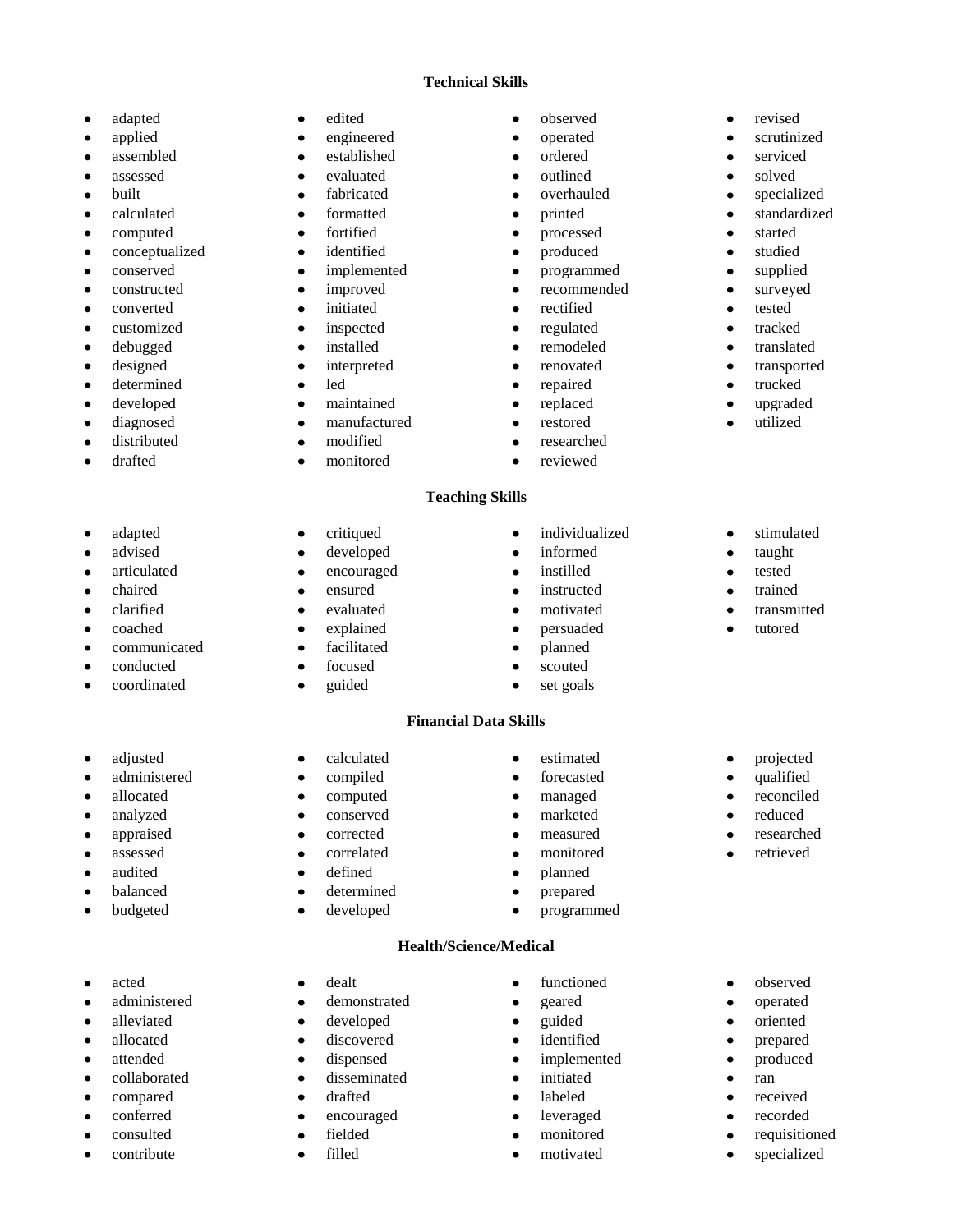## Technical Skills

- adapted
- applied
- assembled
- assessed
- built
- calculated
- computed
- conceptualized
- conserved
- constructed
- converted
- customized
- debugged
- designed
- determined
- developed
- diagnosed
- distributed
- drafted
- edited
- engineered
- established
- evaluated
- fabricated
- formatted
- fortified
- identified
- implemented
- improved
- initiated
- inspected
- installed
- interpreted
- led
- maintained
- manufactured
- modified
- monitored
- observed
- operated
- ordered
- outlined
- overhauled
- printed
- processed
- produced
- programmed
- recommended
- rectified
- regulated
- remodeled
- renovated
- repaired
- replaced
- restored
- researched
- reviewed
- revised
- scrutinized
- serviced
- solved
- specialized
- standardized
- started
- studied
- supplied
- surveyed
- tested
- tracked
- translated
- transported
- trucked
- upgraded
- utilized

## Teaching Skills

- adapted
- advised
- articulated
- chaired
- clarified
- coached
- communicated
- conducted
- coordinated
- critiqued
- developed
- encouraged
- ensured
- evaluated
- explained
- facilitated
- focused
- guided
- individualized
- informed
- instilled
- instructed
- motivated
- persuaded
- planned
- scouted
- set goals
- stimulated
- taught
- tested
- trained
- transmitted
- tutored

## Financial Data Skills

- adjusted
- administered
- allocated
- analyzed
- appraised
- assessed
- audited
- balanced
- budgeted
- calculated
- compiled
- computed
- conserved
- corrected
- correlated
- defined
- determined
- developed
- estimated
- forecasted
- managed
- marketed
- measured
- monitored
- planned
- prepared
- programmed
- projected
- qualified
- reconciled
- reduced
- researched
- retrieved

## Health/Science/Medical

- acted
- administered
- alleviated
- allocated
- attended
- collaborated
- compared
- conferred
- consulted
- contribute
- dealt
- demonstrated
- developed
- discovered
- dispensed
- disseminated
- drafted
- encouraged
- fielded
- filled
- functioned
- geared
- guided
- identified
- implemented
- initiated
- labeled
- leveraged
- monitored
- motivated
- observed
- operated
- oriented
- prepared
- produced
- ran
- received
- recorded
- requisitioned
- specialized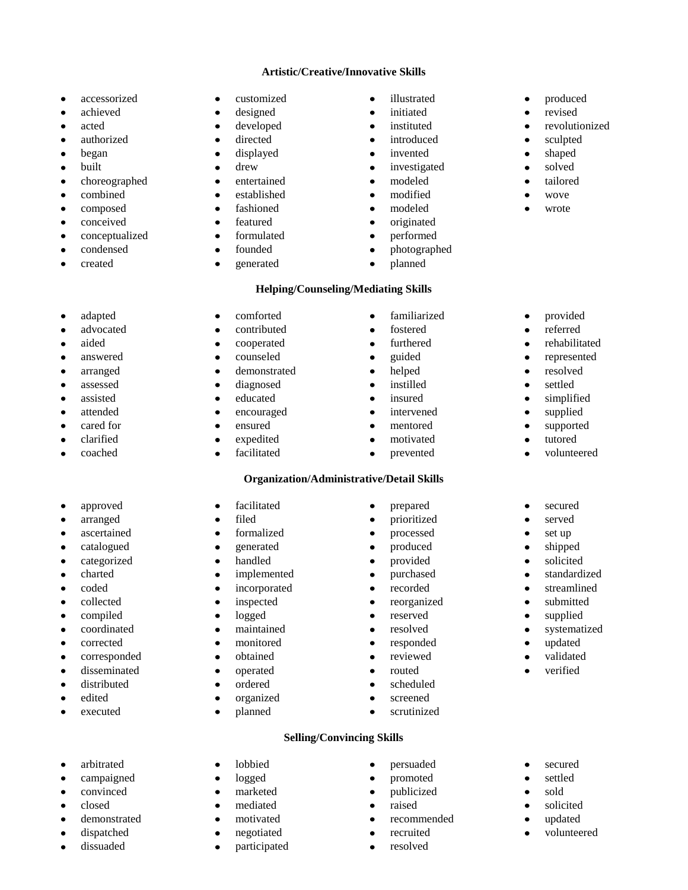## Artistic/Creative/Innovative Skills

- accessorized
- achieved
- acted
- authorized
- began
- built
- choreographed
- combined
- composed
- conceived
- conceptualized
- condensed
- created
- customized
- designed
- developed
- directed
- displayed
- drew
- entertained
- established
- fashioned
- featured
- formulated
- founded
- generated
- illustrated
- initiated
- instituted
- introduced
- invented
- investigated
- modeled
- modified
- modeled
- originated
- performed
- photographed
- planned
- produced
- revised
- revolutionized
- sculpted
- shaped
- solved
- tailored
- wove
- wrote

## Helping/Counseling/Mediating Skills

- adapted
- advocated
- aided
- answered
- arranged
- assessed
- assisted
- attended
- cared for
- clarified
- coached
- comforted
- contributed
- cooperated
- counseled
- demonstrated
- diagnosed
- educated
- encouraged
- ensured
- expedited
- facilitated
- familiarized
- fostered
- furthered
- guided
- helped
- instilled
- insured
- intervened
- mentored
- motivated
- prevented
- provided
- referred
- rehabilitated
- represented
- resolved
- settled
- simplified
- supplied
- supported
- tutored
- volunteered

## Organization/Administrative/Detail Skills

- approved
- arranged
- ascertained
- catalogued
- categorized
- charted
- coded
- collected
- compiled
- coordinated
- corrected
- corresponded
- disseminated
- distributed
- edited
- executed
- facilitated
- filed
- formalized
- generated
- handled
- implemented
- incorporated
- inspected
- logged
- maintained
- monitored
- obtained
- operated
- ordered
- organized
- planned
- prepared
- prioritized
- processed
- produced
- provided
- purchased
- recorded
- reorganized
- reserved
- resolved
- responded
- reviewed
- routed
- scheduled
- screened
- scrutinized
- secured
- served
- set up
- shipped
- solicited
- standardized
- streamlined
- submitted
- supplied
- systematized
- updated
- validated
- verified

## Selling/Convincing Skills

- arbitrated
- campaigned
- convinced
- closed
- demonstrated
- dispatched
- dissuaded
- lobbied
- logged
- marketed
- mediated
- motivated
- negotiated
- participated
- persuaded
- promoted
- publicized
- raised
- recommended
- recruited
- resolved
- secured
- settled
- sold
- solicited
- updated
- volunteered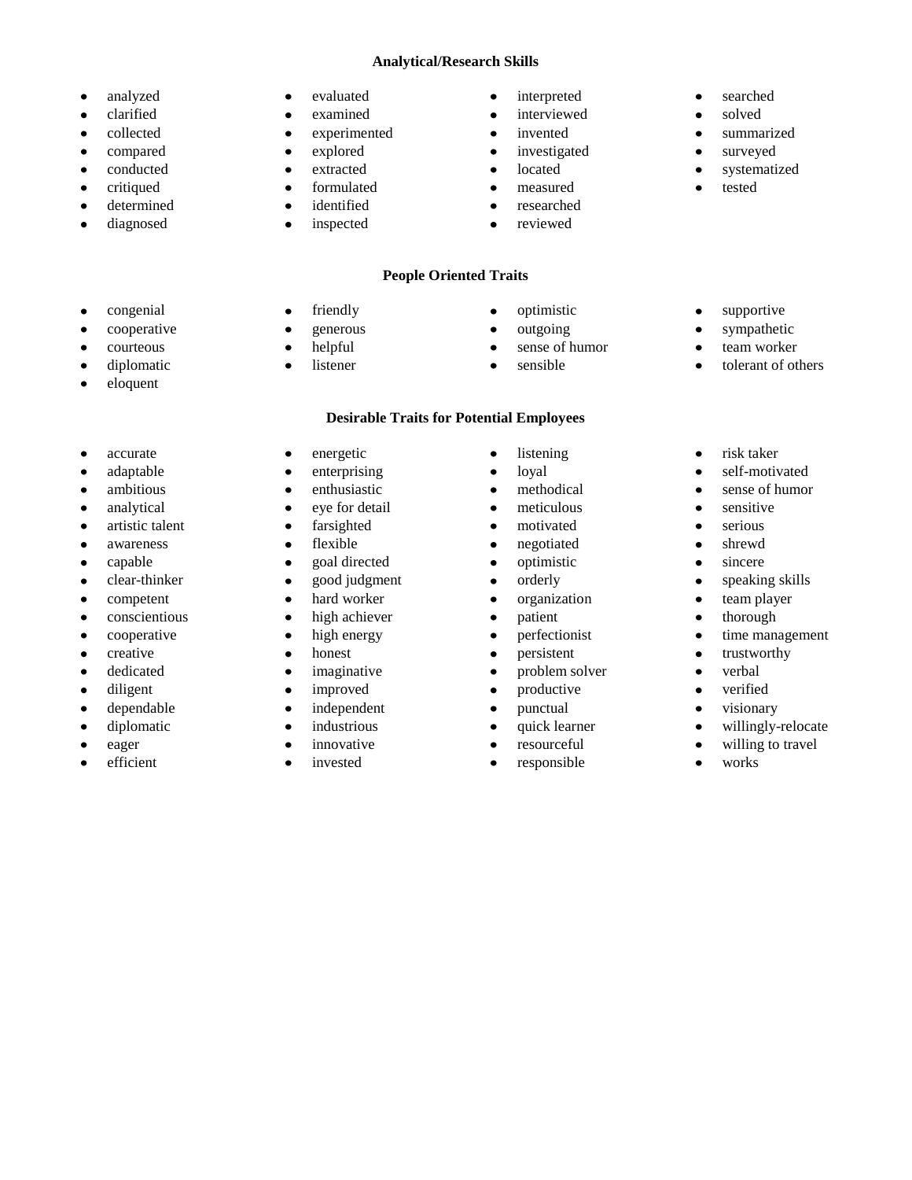**Analytical/Research Skills**

- analyzed
- clarified
- collected
- compared
- conducted
- critiqued
- determined
- diagnosed
- evaluated
- examined
- experimented
- explored
- extracted
- formulated
- identified
- inspected
- interpreted
- interviewed
- invented
- investigated
- located
- measured
- researched
- reviewed
- searched
- solved
- summarized
- surveyed
- systematized
- tested

**People Oriented Traits**

- congenial
- cooperative
- courteous
- diplomatic
- eloquent
- friendly
- generous
- helpful
- listener
- optimistic
- outgoing
- sense of humor
- sensible
- supportive
- sympathetic
- team worker
- tolerant of others

**Desirable Traits for Potential Employees**

- accurate
- adaptable
- ambitious
- analytical
- artistic talent
- awareness
- capable
- clear-thinker
- competent
- conscientious
- cooperative
- creative
- dedicated
- diligent
- dependable
- diplomatic
- eager
- efficient
- energetic
- enterprising
- enthusiastic
- eye for detail
- farsighted
- flexible
- goal directed
- good judgment
- hard worker
- high achiever
- high energy
- honest
- imaginative
- improved
- independent
- industrious
- innovative
- invested
- listening
- loyal
- methodical
- meticulous
- motivated
- negotiated
- optimistic
- orderly
- organization
- patient
- perfectionist
- persistent
- problem solver
- productive
- punctual
- quick learner
- resourceful
- responsible
- risk taker
- self-motivated
- sense of humor
- sensitive
- serious
- shrewd
- sincere
- speaking skills
- team player
- thorough
- time management
- trustworthy
- verbal
- verified
- visionary
- willingly-relocate
- willing to travel
- works